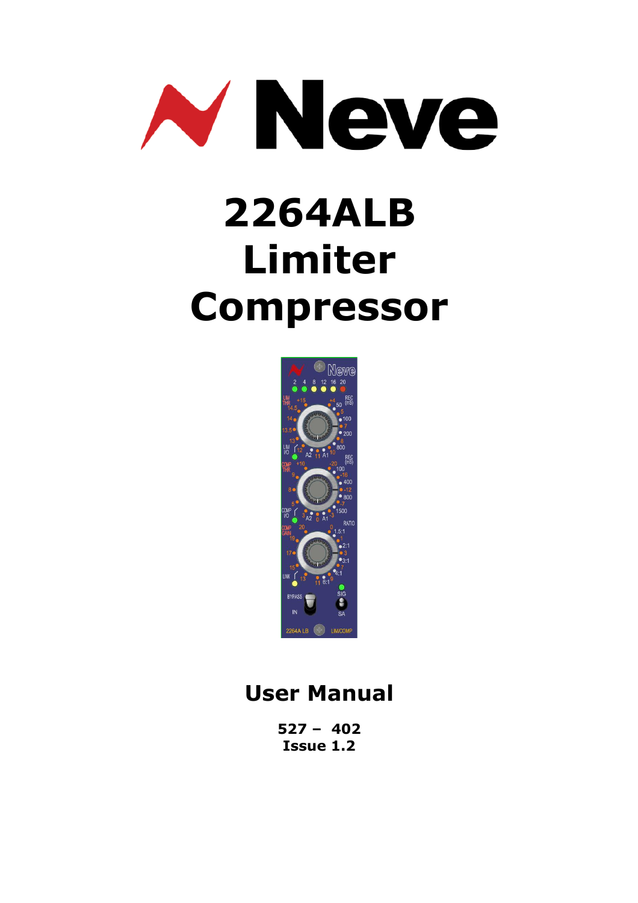# Neve

# 2264ALB Limiter Compressor

## User Manual

**527 – 402**
**Issue 1.2**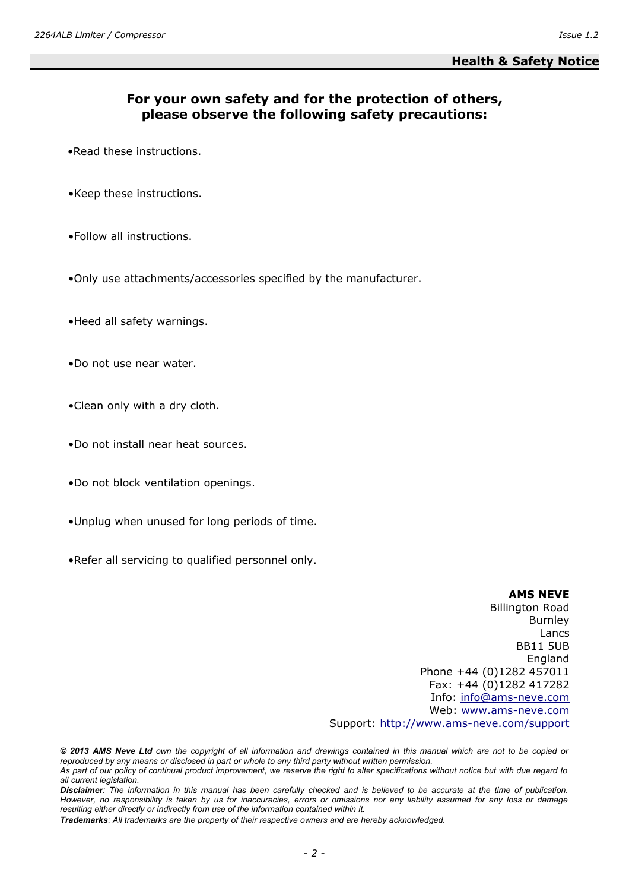## Health & Safety Notice

**For your own safety and for the protection of others, please observe the following safety precautions:**

- Read these instructions.
- Keep these instructions.
- Follow all instructions.
- Only use attachments/accessories specified by the manufacturer.
- Heed all safety warnings.
- Do not use near water.
- Clean only with a dry cloth.
- Do not install near heat sources.
- Do not block ventilation openings.
- Unplug when unused for long periods of time.
- Refer all servicing to qualified personnel only.

**AMS NEVE**
Billington Road
Burnley
Lancs
BB11 5UB
England
Phone +44 (0)1282 457011
Fax: +44 (0)1282 417282
Info: info@ams-neve.com
Web: www.ams-neve.com
Support: http://www.ams-neve.com/support

***© 2013 AMS Neve Ltd** own the copyright of all information and drawings contained in this manual which are not to be copied or reproduced by any means or disclosed in part or whole to any third party without written permission.*

*As part of our policy of continual product improvement, we reserve the right to alter specifications without notice but with due regard to all current legislation.*

***Disclaimer**: The information in this manual has been carefully checked and is believed to be accurate at the time of publication. However, no responsibility is taken by us for inaccuracies, errors or omissions nor any liability assumed for any loss or damage resulting either directly or indirectly from use of the information contained within it.*

***Trademarks**: All trademarks are the property of their respective owners and are hereby acknowledged.*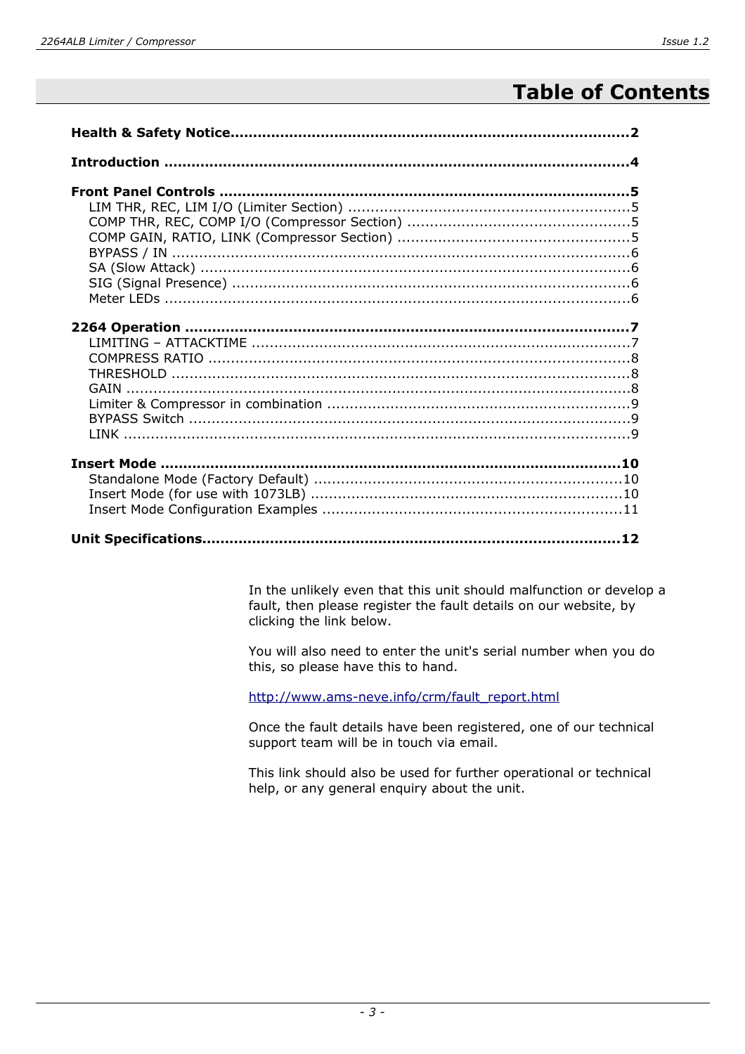# Table of Contents

**Health & Safety Notice........................................................................................2**

**Introduction .......................................................................................................4**

**Front Panel Controls ...........................................................................................5**
- LIM THR, REC, LIM I/O (Limiter Section) ..............................................................5
- COMP THR, REC, COMP I/O (Compressor Section) ................................................5
- COMP GAIN, RATIO, LINK (Compressor Section) ...................................................5
- BYPASS / IN .....................................................................................................6
- SA (Slow Attack) ...............................................................................................6
- SIG (Signal Presence) ........................................................................................6
- Meter LEDs .......................................................................................................6

**2264 Operation ..................................................................................................7**
- LIMITING – ATTACKTIME ...................................................................................7
- COMPRESS RATIO .............................................................................................8
- THRESHOLD .....................................................................................................8
- GAIN ................................................................................................................8
- Limiter & Compressor in combination ..................................................................9
- BYPASS Switch .................................................................................................9
- LINK .................................................................................................................9

**Insert Mode .....................................................................................................10**
- Standalone Mode (Factory Default) ...................................................................10
- Insert Mode (for use with 1073LB) ....................................................................10
- Insert Mode Configuration Examples .................................................................11

**Unit Specifications............................................................................................12**

In the unlikely even that this unit should malfunction or develop a fault, then please register the fault details on our website, by clicking the link below.

You will also need to enter the unit's serial number when you do this, so please have this to hand.

http://www.ams-neve.info/crm/fault_report.html

Once the fault details have been registered, one of our technical support team will be in touch via email.

This link should also be used for further operational or technical help, or any general enquiry about the unit.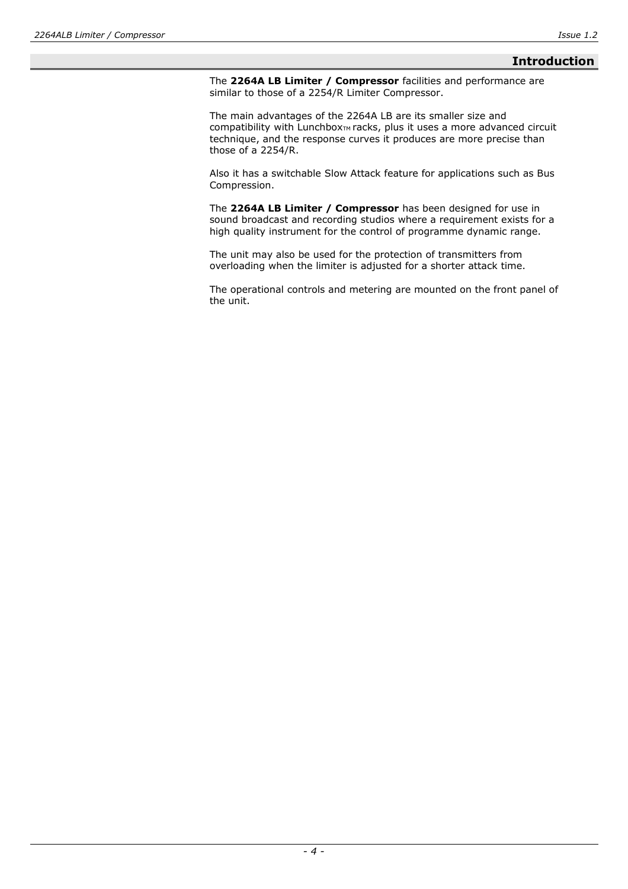## Introduction

The **2264A LB Limiter / Compressor** facilities and performance are similar to those of a 2254/R Limiter Compressor.

The main advantages of the 2264A LB are its smaller size and compatibility with Lunchbox™ racks, plus it uses a more advanced circuit technique, and the response curves it produces are more precise than those of a 2254/R.

Also it has a switchable Slow Attack feature for applications such as Bus Compression.

The **2264A LB Limiter / Compressor** has been designed for use in sound broadcast and recording studios where a requirement exists for a high quality instrument for the control of programme dynamic range.

The unit may also be used for the protection of transmitters from overloading when the limiter is adjusted for a shorter attack time.

The operational controls and metering are mounted on the front panel of the unit.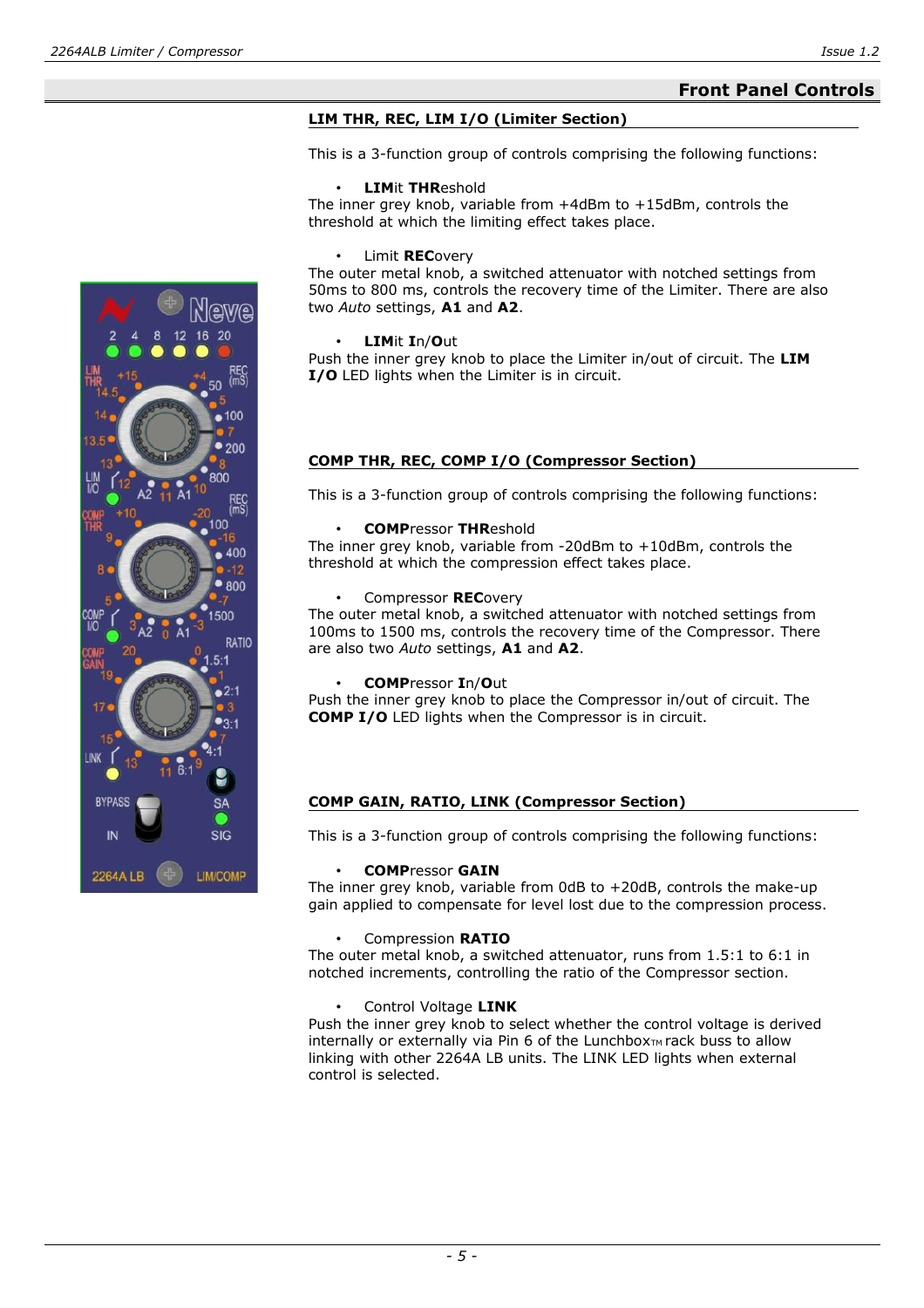## Front Panel Controls

### LIM THR, REC, LIM I/O (Limiter Section)

This is a 3-function group of controls comprising the following functions:

- **LIM**it **THR**eshold

The inner grey knob, variable from +4dBm to +15dBm, controls the threshold at which the limiting effect takes place.

- Limit **REC**overy

The outer metal knob, a switched attenuator with notched settings from 50ms to 800 ms, controls the recovery time of the Limiter. There are also two *Auto* settings, **A1** and **A2**.

- **LIM**it **I**n/**O**ut

Push the inner grey knob to place the Limiter in/out of circuit. The **LIM I/O** LED lights when the Limiter is in circuit.

### COMP THR, REC, COMP I/O (Compressor Section)

This is a 3-function group of controls comprising the following functions:

- **COMP**ressor **THR**eshold

The inner grey knob, variable from -20dBm to +10dBm, controls the threshold at which the compression effect takes place.

- Compressor **REC**overy

The outer metal knob, a switched attenuator with notched settings from 100ms to 1500 ms, controls the recovery time of the Compressor. There are also two *Auto* settings, **A1** and **A2**.

- **COMP**ressor **I**n/**O**ut

Push the inner grey knob to place the Compressor in/out of circuit. The **COMP I/O** LED lights when the Compressor is in circuit.

### COMP GAIN, RATIO, LINK (Compressor Section)

This is a 3-function group of controls comprising the following functions:

- **COMP**ressor **GAIN**

The inner grey knob, variable from 0dB to +20dB, controls the make-up gain applied to compensate for level lost due to the compression process.

- Compression **RATIO**

The outer metal knob, a switched attenuator, runs from 1.5:1 to 6:1 in notched increments, controlling the ratio of the Compressor section.

- Control Voltage **LINK**

Push the inner grey knob to select whether the control voltage is derived internally or externally via Pin 6 of the Lunchbox™ rack buss to allow linking with other 2264A LB units. The LINK LED lights when external control is selected.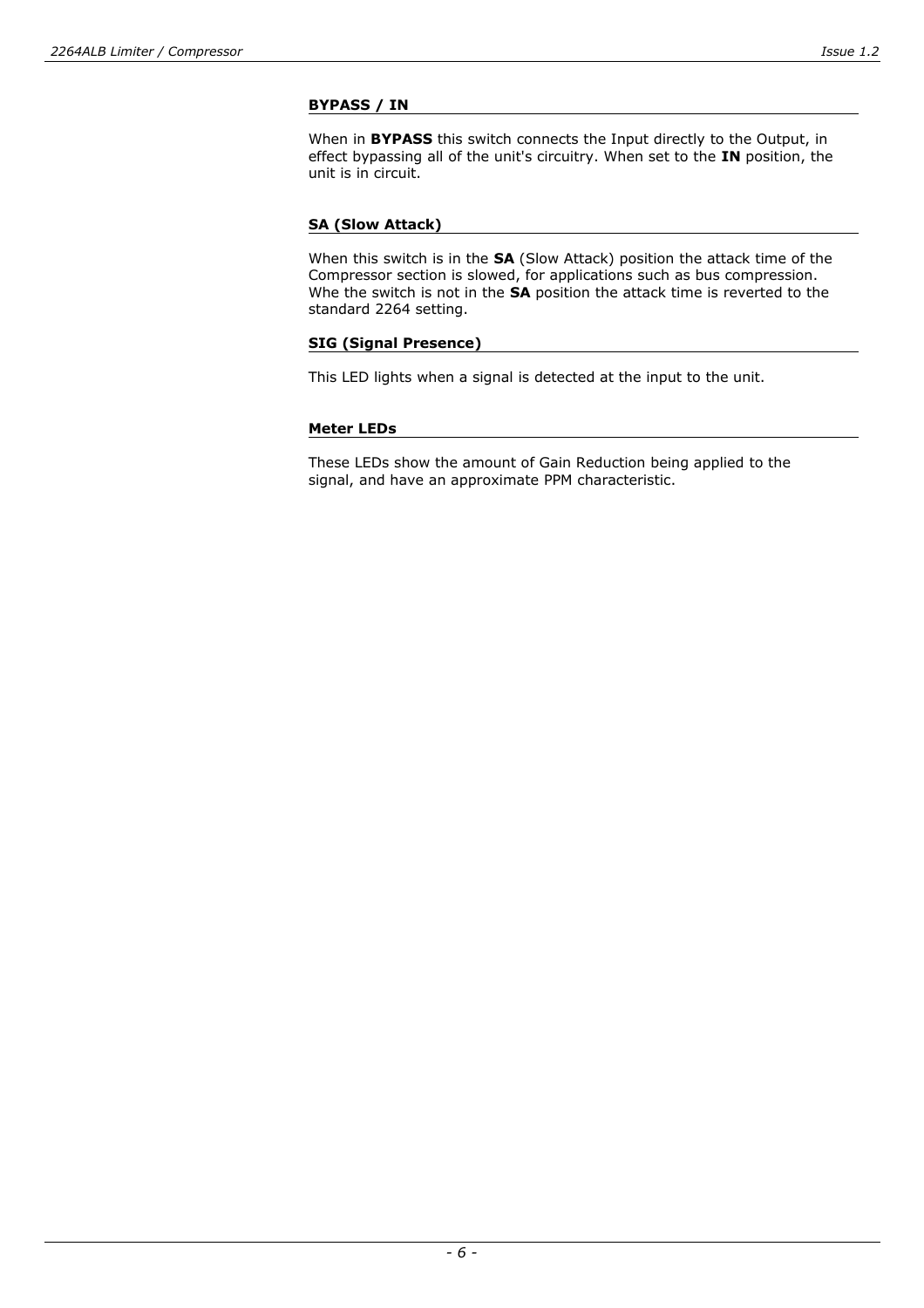### BYPASS / IN

When in **BYPASS** this switch connects the Input directly to the Output, in effect bypassing all of the unit's circuitry. When set to the **IN** position, the unit is in circuit.

### SA (Slow Attack)

When this switch is in the **SA** (Slow Attack) position the attack time of the Compressor section is slowed, for applications such as bus compression. Whe the switch is not in the **SA** position the attack time is reverted to the standard 2264 setting.

### SIG (Signal Presence)

This LED lights when a signal is detected at the input to the unit.

### Meter LEDs

These LEDs show the amount of Gain Reduction being applied to the signal, and have an approximate PPM characteristic.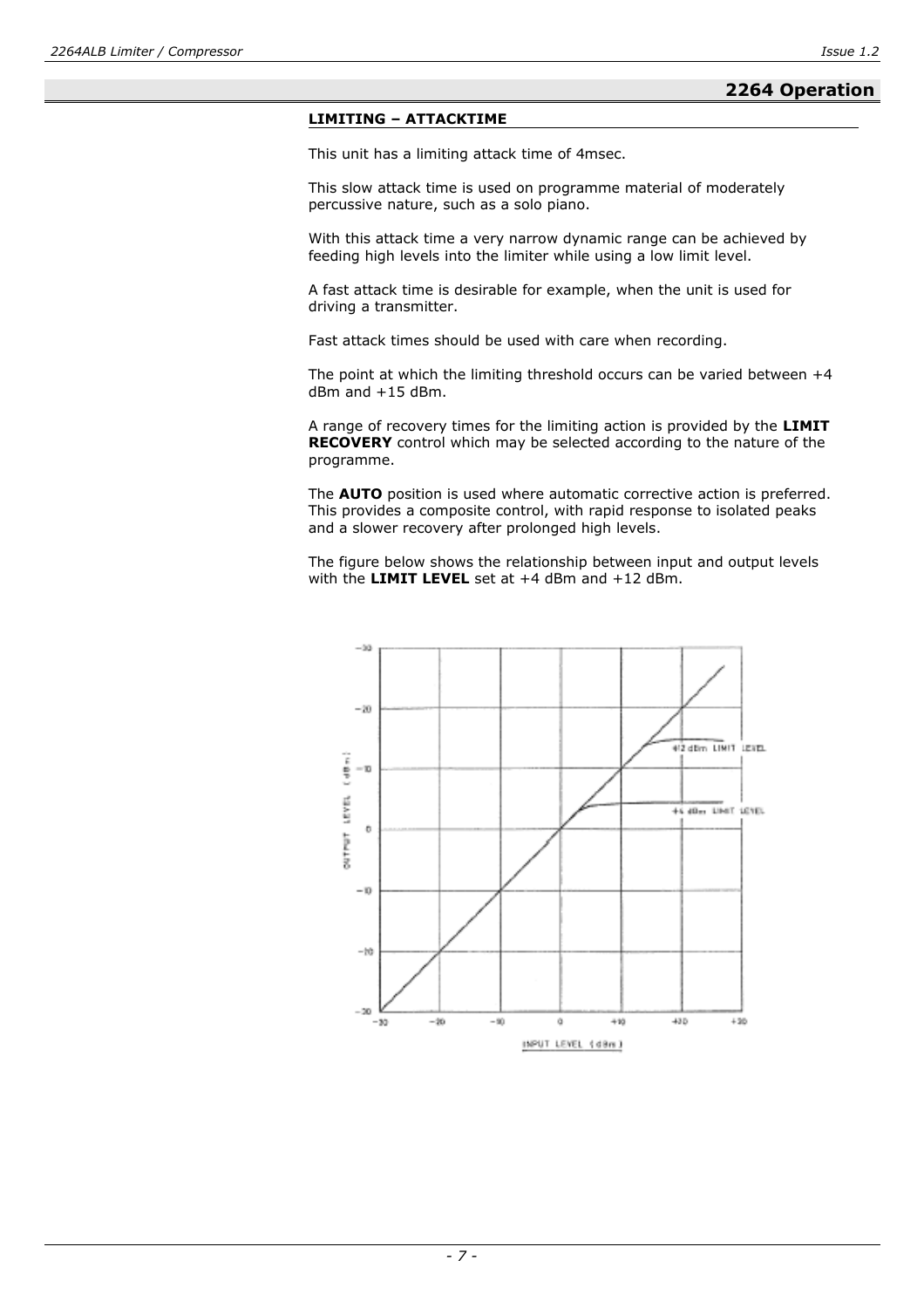## 2264 Operation

### LIMITING – ATTACKTIME

This unit has a limiting attack time of 4msec.

This slow attack time is used on programme material of moderately percussive nature, such as a solo piano.

With this attack time a very narrow dynamic range can be achieved by feeding high levels into the limiter while using a low limit level.

A fast attack time is desirable for example, when the unit is used for driving a transmitter.

Fast attack times should be used with care when recording.

The point at which the limiting threshold occurs can be varied between +4 dBm and +15 dBm.

A range of recovery times for the limiting action is provided by the **LIMIT RECOVERY** control which may be selected according to the nature of the programme.

The **AUTO** position is used where automatic corrective action is preferred. This provides a composite control, with rapid response to isolated peaks and a slower recovery after prolonged high levels.

The figure below shows the relationship between input and output levels with the **LIMIT LEVEL** set at +4 dBm and +12 dBm.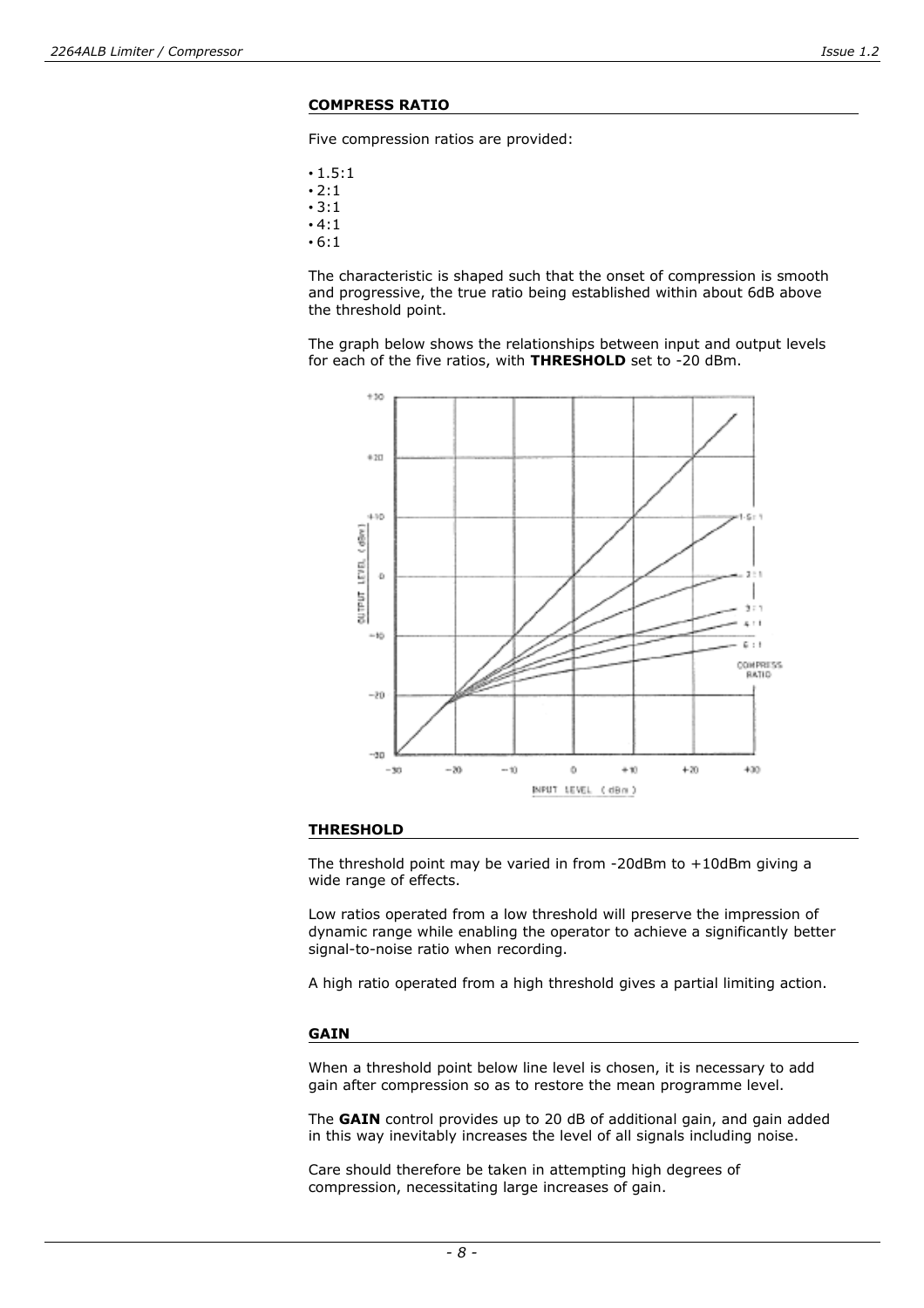### COMPRESS RATIO

Five compression ratios are provided:

- 1.5:1
- 2:1
- 3:1
- 4:1
- 6:1

The characteristic is shaped such that the onset of compression is smooth and progressive, the true ratio being established within about 6dB above the threshold point.

The graph below shows the relationships between input and output levels for each of the five ratios, with **THRESHOLD** set to -20 dBm.

### THRESHOLD

The threshold point may be varied in from -20dBm to +10dBm giving a wide range of effects.

Low ratios operated from a low threshold will preserve the impression of dynamic range while enabling the operator to achieve a significantly better signal-to-noise ratio when recording.

A high ratio operated from a high threshold gives a partial limiting action.

### GAIN

When a threshold point below line level is chosen, it is necessary to add gain after compression so as to restore the mean programme level.

The **GAIN** control provides up to 20 dB of additional gain, and gain added in this way inevitably increases the level of all signals including noise.

Care should therefore be taken in attempting high degrees of compression, necessitating large increases of gain.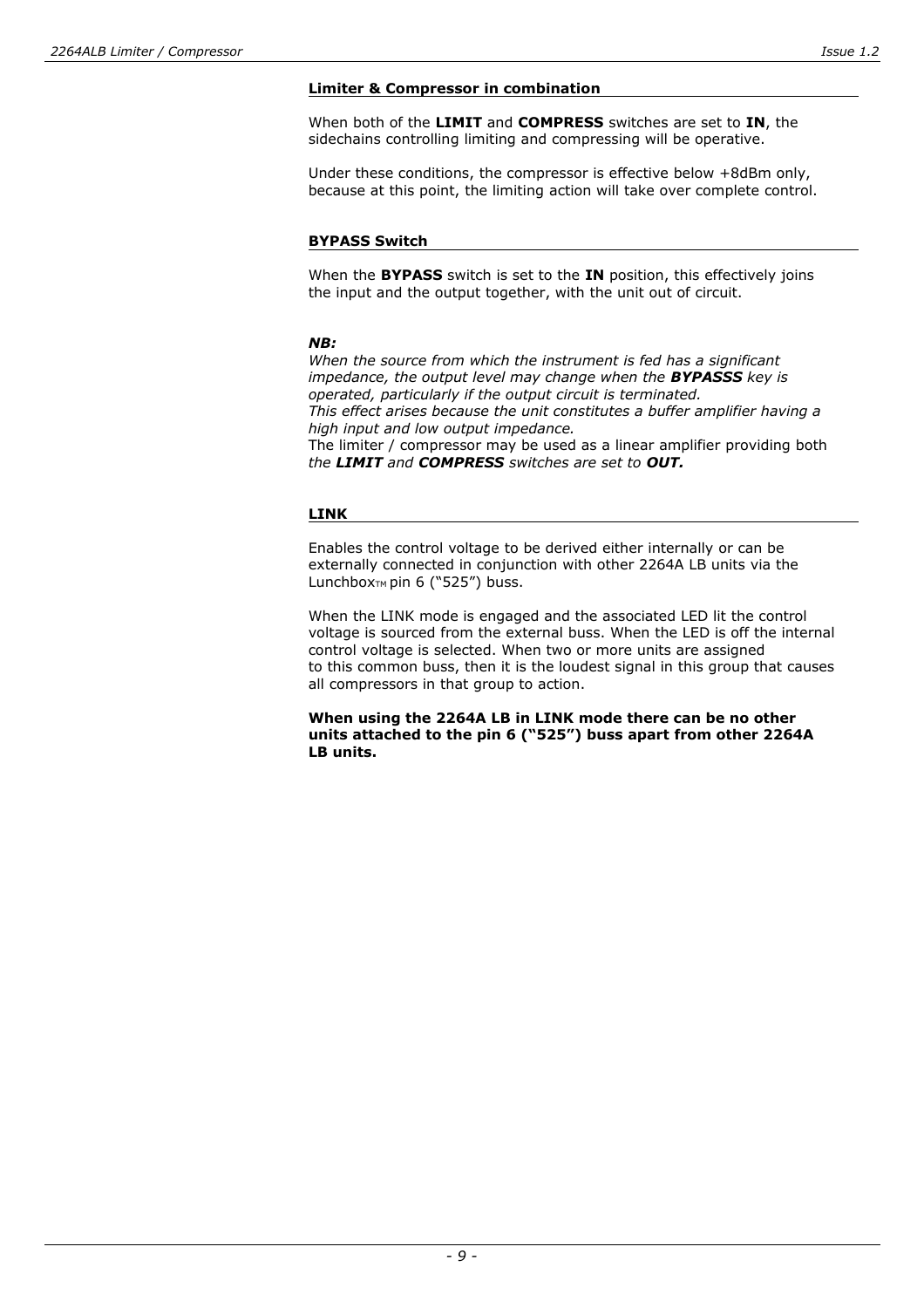### Limiter & Compressor in combination

When both of the **LIMIT** and **COMPRESS** switches are set to **IN**, the sidechains controlling limiting and compressing will be operative.

Under these conditions, the compressor is effective below +8dBm only, because at this point, the limiting action will take over complete control.

### BYPASS Switch

When the **BYPASS** switch is set to the **IN** position, this effectively joins the input and the output together, with the unit out of circuit.

***NB:***
*When the source from which the instrument is fed has a significant impedance, the output level may change when the **BYPASSS** key is operated, particularly if the output circuit is terminated.*
*This effect arises because the unit constitutes a buffer amplifier having a high input and low output impedance.*
The limiter / compressor may be used as a linear amplifier providing both *the **LIMIT** and **COMPRESS** switches are set to **OUT.***

### LINK

Enables the control voltage to be derived either internally or can be externally connected in conjunction with other 2264A LB units via the Lunchbox™ pin 6 ("525") buss.

When the LINK mode is engaged and the associated LED lit the control voltage is sourced from the external buss. When the LED is off the internal control voltage is selected. When two or more units are assigned to this common buss, then it is the loudest signal in this group that causes all compressors in that group to action.

**When using the 2264A LB in LINK mode there can be no other units attached to the pin 6 ("525") buss apart from other 2264A LB units.**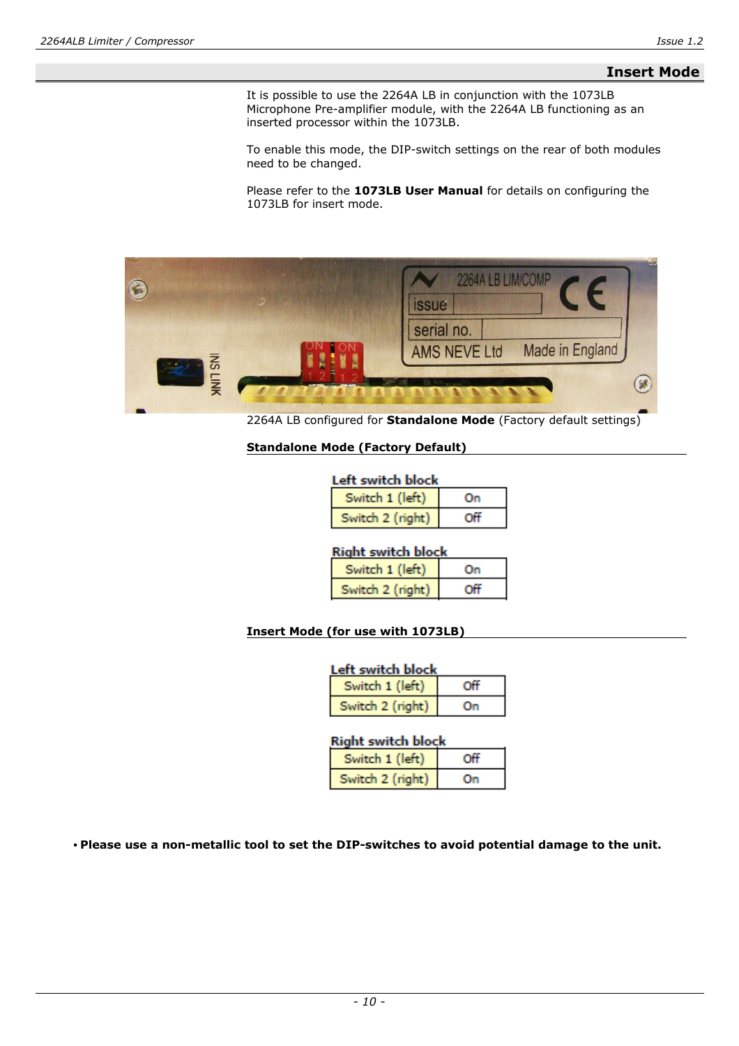## Insert Mode

It is possible to use the 2264A LB in conjunction with the 1073LB Microphone Pre-amplifier module, with the 2264A LB functioning as an inserted processor within the 1073LB.

To enable this mode, the DIP-switch settings on the rear of both modules need to be changed.

Please refer to the **1073LB User Manual** for details on configuring the 1073LB for insert mode.

2264A LB configured for **Standalone Mode** (Factory default settings)

**Standalone Mode (Factory Default)**

**Left switch block**

| Switch | Setting |
|---|---|
| Switch 1 (left) | On |
| Switch 2 (right) | Off |

**Right switch block**

| Switch | Setting |
|---|---|
| Switch 1 (left) | On |
| Switch 2 (right) | Off |

**Insert Mode (for use with 1073LB)**

**Left switch block**

| Switch | Setting |
|---|---|
| Switch 1 (left) | Off |
| Switch 2 (right) | On |

**Right switch block**

| Switch | Setting |
|---|---|
| Switch 1 (left) | Off |
| Switch 2 (right) | On |

- **Please use a non-metallic tool to set the DIP-switches to avoid potential damage to the unit.**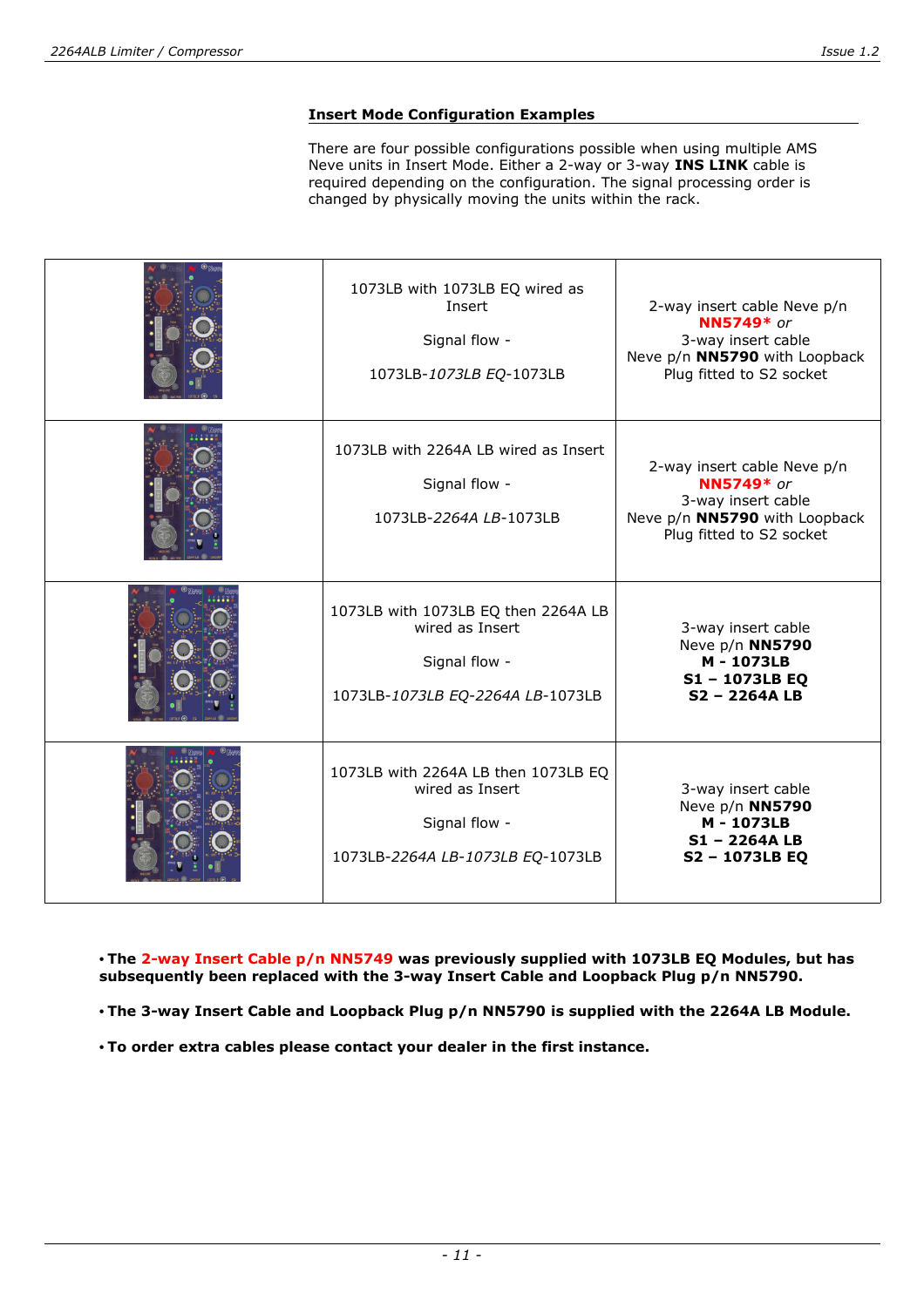### Insert Mode Configuration Examples

There are four possible configurations possible when using multiple AMS Neve units in Insert Mode. Either a 2-way or 3-way **INS LINK** cable is required depending on the configuration. The signal processing order is changed by physically moving the units within the rack.

| | | |
|---|---|---|
| | 1073LB with 1073LB EQ wired as Insert<br><br>Signal flow -<br><br>1073LB-*1073LB EQ*-1073LB | 2-way insert cable Neve p/n **NN5749*** *or*<br>3-way insert cable<br>Neve p/n **NN5790** with Loopback Plug fitted to S2 socket |
| | 1073LB with 2264A LB wired as Insert<br><br>Signal flow -<br><br>1073LB-*2264A LB*-1073LB | 2-way insert cable Neve p/n **NN5749*** *or*<br>3-way insert cable<br>Neve p/n **NN5790** with Loopback Plug fitted to S2 socket |
| | 1073LB with 1073LB EQ then 2264A LB wired as Insert<br><br>Signal flow -<br><br>1073LB-*1073LB EQ-2264A LB*-1073LB | 3-way insert cable<br>Neve p/n **NN5790**<br>**M - 1073LB**<br>**S1 – 1073LB EQ**<br>**S2 – 2264A LB** |
| | 1073LB with 2264A LB then 1073LB EQ wired as Insert<br><br>Signal flow -<br><br>1073LB-*2264A LB-1073LB EQ*-1073LB | 3-way insert cable<br>Neve p/n **NN5790**<br>**M - 1073LB**<br>**S1 – 2264A LB**<br>**S2 – 1073LB EQ** |

- **The 2-way Insert Cable p/n NN5749 was previously supplied with 1073LB EQ Modules, but has subsequently been replaced with the 3-way Insert Cable and Loopback Plug p/n NN5790.**
- **The 3-way Insert Cable and Loopback Plug p/n NN5790 is supplied with the 2264A LB Module.**
- **To order extra cables please contact your dealer in the first instance.**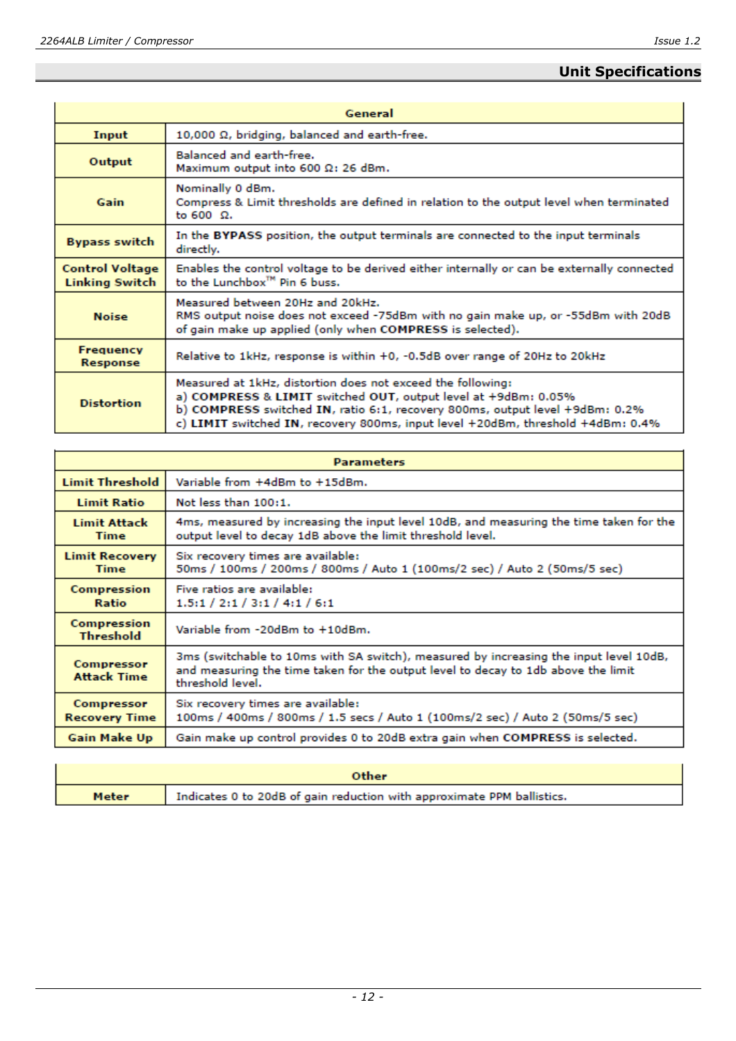## Unit Specifications

| General | |
|---|---|
| **Input** | 10,000 Ω, bridging, balanced and earth-free. |
| **Output** | Balanced and earth-free.<br>Maximum output into 600 Ω: 26 dBm. |
| **Gain** | Nominally 0 dBm.<br>Compress & Limit thresholds are defined in relation to the output level when terminated to 600 Ω. |
| **Bypass switch** | In the **BYPASS** position, the output terminals are connected to the input terminals directly. |
| **Control Voltage Linking Switch** | Enables the control voltage to be derived either internally or can be externally connected to the Lunchbox™ Pin 6 buss. |
| **Noise** | Measured between 20Hz and 20kHz.<br>RMS output noise does not exceed -75dBm with no gain make up, or -55dBm with 20dB of gain make up applied (only when **COMPRESS** is selected). |
| **Frequency Response** | Relative to 1kHz, response is within +0, -0.5dB over range of 20Hz to 20kHz |
| **Distortion** | Measured at 1kHz, distortion does not exceed the following:<br>a) **COMPRESS** & **LIMIT** switched **OUT**, output level at +9dBm: 0.05%<br>b) **COMPRESS** switched **IN**, ratio 6:1, recovery 800ms, output level +9dBm: 0.2%<br>c) **LIMIT** switched **IN**, recovery 800ms, input level +20dBm, threshold +4dBm: 0.4% |

| Parameters | |
|---|---|
| **Limit Threshold** | Variable from +4dBm to +15dBm. |
| **Limit Ratio** | Not less than 100:1. |
| **Limit Attack Time** | 4ms, measured by increasing the input level 10dB, and measuring the time taken for the output level to decay 1dB above the limit threshold level. |
| **Limit Recovery Time** | Six recovery times are available:<br>50ms / 100ms / 200ms / 800ms / Auto 1 (100ms/2 sec) / Auto 2 (50ms/5 sec) |
| **Compression Ratio** | Five ratios are available:<br>1.5:1 / 2:1 / 3:1 / 4:1 / 6:1 |
| **Compression Threshold** | Variable from -20dBm to +10dBm. |
| **Compressor Attack Time** | 3ms (switchable to 10ms with SA switch), measured by increasing the input level 10dB, and measuring the time taken for the output level to decay to 1db above the limit threshold level. |
| **Compressor Recovery Time** | Six recovery times are available:<br>100ms / 400ms / 800ms / 1.5 secs / Auto 1 (100ms/2 sec) / Auto 2 (50ms/5 sec) |
| **Gain Make Up** | Gain make up control provides 0 to 20dB extra gain when **COMPRESS** is selected. |

| Other | |
|---|---|
| **Meter** | Indicates 0 to 20dB of gain reduction with approximate PPM ballistics. |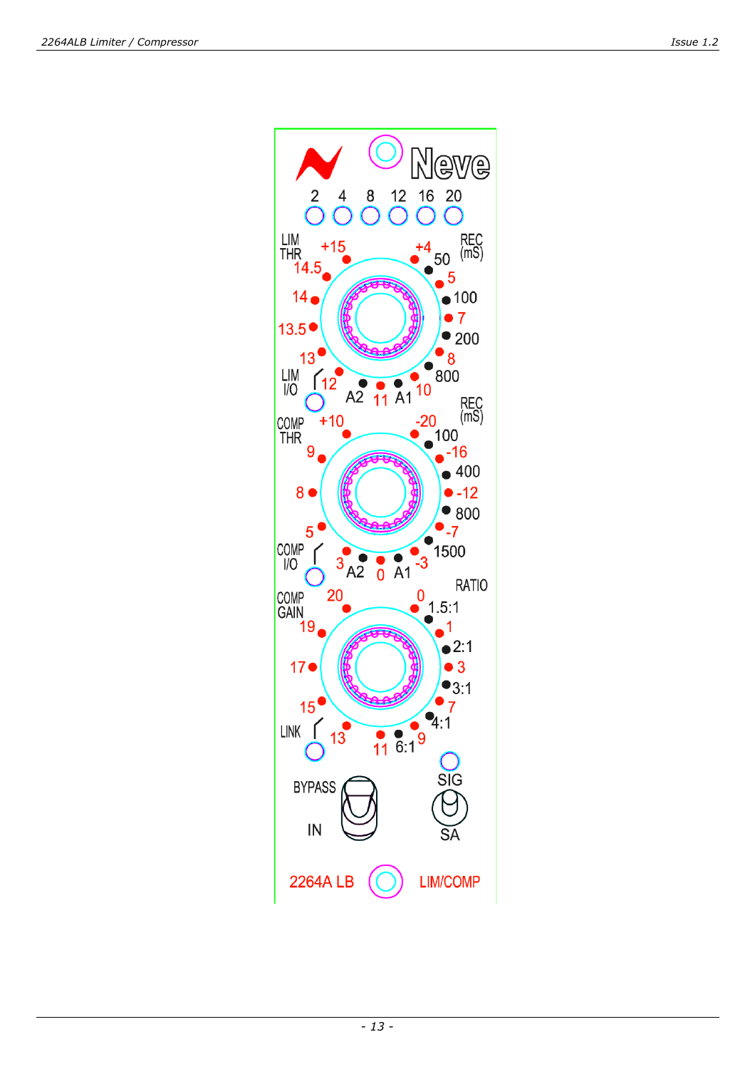Neve

2 4 8 12 16 20

LIM THR
+15
14.5
14
13.5
13
12
11
10
+4
5
7
8

REC (mS)
50
100
200
800
A2
A1

LIM I/O

COMP THR
+10
9
8
5
3
0
-3
-7
-12
-16
-20

REC (mS)
100
400
800
1500
A2
A1

COMP I/O

COMP GAIN
20
19
17
15
13
11
9
7
3
1
0

RATIO
1.5:1
2:1
3:1
4:1
6:1

LINK

BYPASS
IN

SIG
SA

2264A LB
LIM/COMP